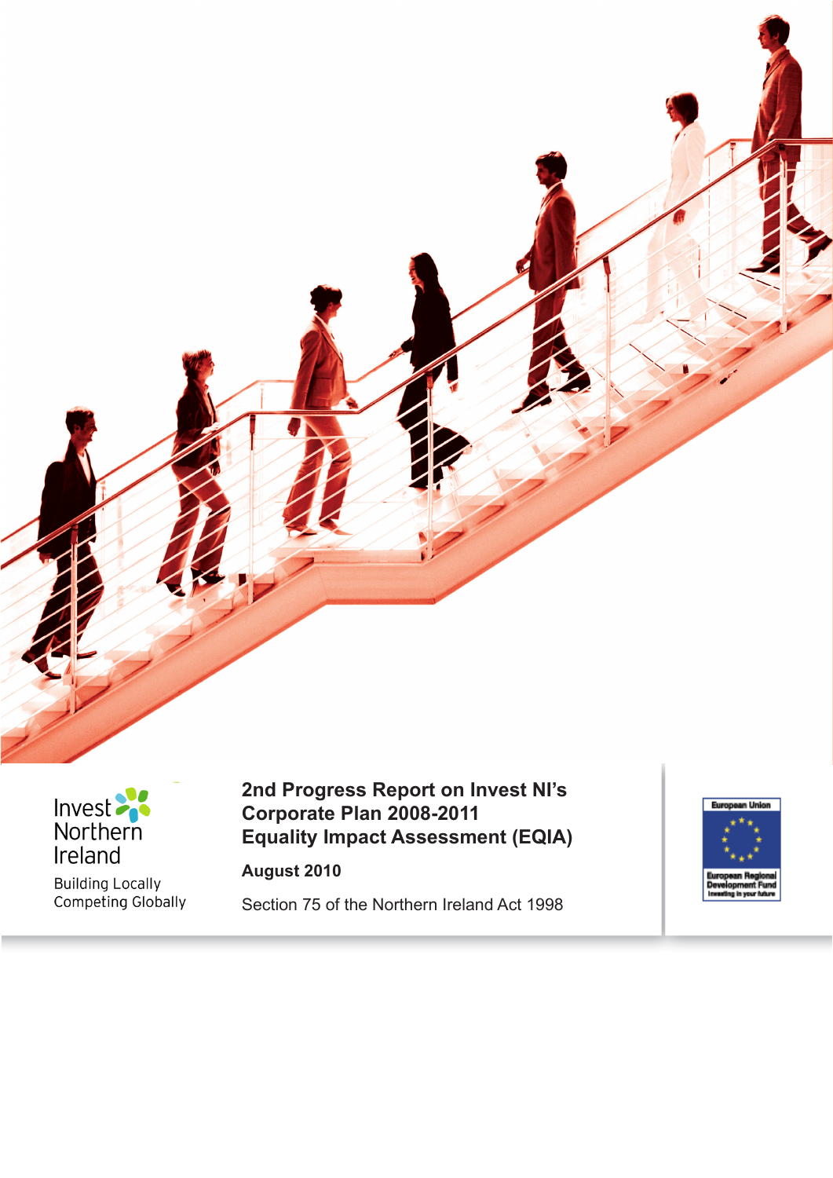Invest Northern Ireland

Building Locally
Competing Globally

# 2nd Progress Report on Invest NI's Corporate Plan 2008-2011 Equality Impact Assessment (EQIA)

**August 2010**

Section 75 of the Northern Ireland Act 1998

European Union
European Regional Development Fund
Investing in your future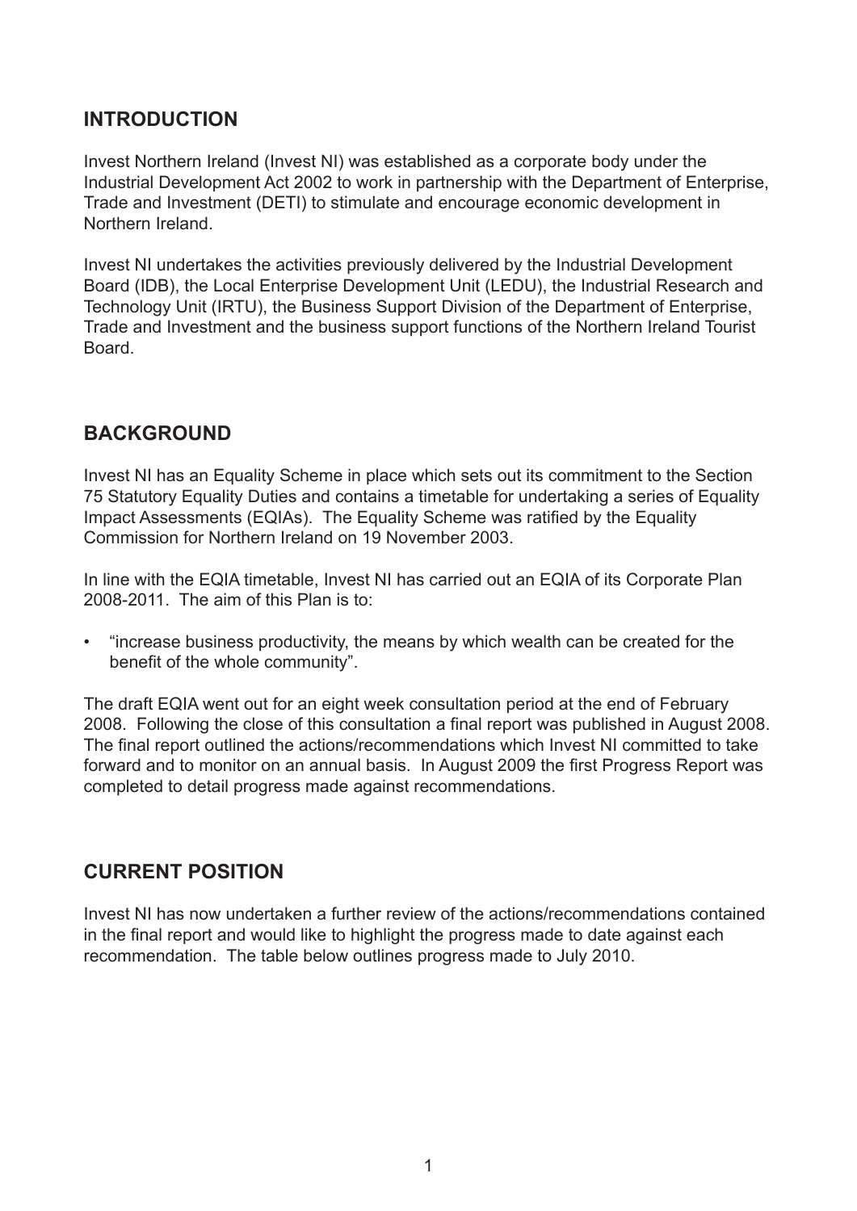## INTRODUCTION

Invest Northern Ireland (Invest NI) was established as a corporate body under the Industrial Development Act 2002 to work in partnership with the Department of Enterprise, Trade and Investment (DETI) to stimulate and encourage economic development in Northern Ireland.

Invest NI undertakes the activities previously delivered by the Industrial Development Board (IDB), the Local Enterprise Development Unit (LEDU), the Industrial Research and Technology Unit (IRTU), the Business Support Division of the Department of Enterprise, Trade and Investment and the business support functions of the Northern Ireland Tourist Board.

## BACKGROUND

Invest NI has an Equality Scheme in place which sets out its commitment to the Section 75 Statutory Equality Duties and contains a timetable for undertaking a series of Equality Impact Assessments (EQIAs). The Equality Scheme was ratified by the Equality Commission for Northern Ireland on 19 November 2003.

In line with the EQIA timetable, Invest NI has carried out an EQIA of its Corporate Plan 2008-2011. The aim of this Plan is to:

- "increase business productivity, the means by which wealth can be created for the benefit of the whole community".

The draft EQIA went out for an eight week consultation period at the end of February 2008. Following the close of this consultation a final report was published in August 2008. The final report outlined the actions/recommendations which Invest NI committed to take forward and to monitor on an annual basis. In August 2009 the first Progress Report was completed to detail progress made against recommendations.

## CURRENT POSITION

Invest NI has now undertaken a further review of the actions/recommendations contained in the final report and would like to highlight the progress made to date against each recommendation. The table below outlines progress made to July 2010.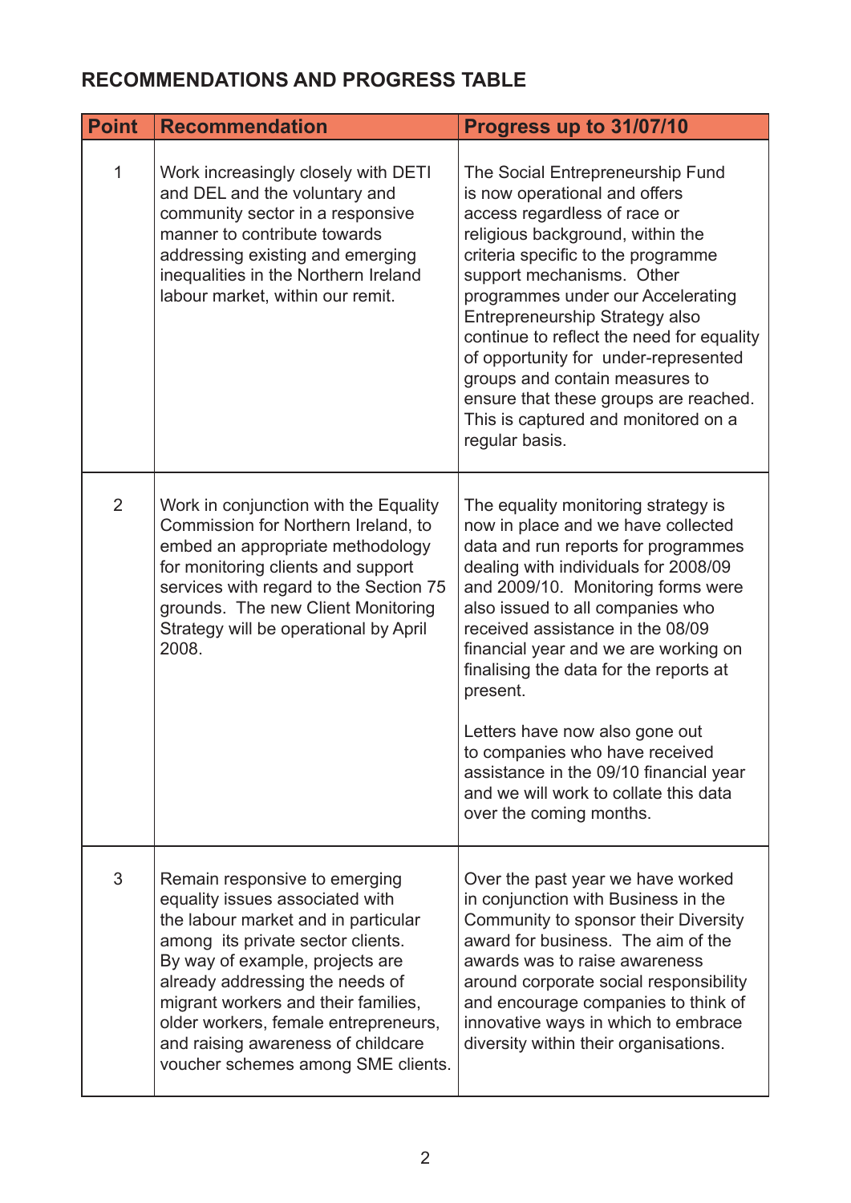## RECOMMENDATIONS AND PROGRESS TABLE

| Point | Recommendation | Progress up to 31/07/10 |
|---|---|---|
| 1 | Work increasingly closely with DETI and DEL and the voluntary and community sector in a responsive manner to contribute towards addressing existing and emerging inequalities in the Northern Ireland labour market, within our remit. | The Social Entrepreneurship Fund is now operational and offers access regardless of race or religious background, within the criteria specific to the programme support mechanisms. Other programmes under our Accelerating Entrepreneurship Strategy also continue to reflect the need for equality of opportunity for under-represented groups and contain measures to ensure that these groups are reached. This is captured and monitored on a regular basis. |
| 2 | Work in conjunction with the Equality Commission for Northern Ireland, to embed an appropriate methodology for monitoring clients and support services with regard to the Section 75 grounds. The new Client Monitoring Strategy will be operational by April 2008. | The equality monitoring strategy is now in place and we have collected data and run reports for programmes dealing with individuals for 2008/09 and 2009/10. Monitoring forms were also issued to all companies who received assistance in the 08/09 financial year and we are working on finalising the data for the reports at present.<br><br>Letters have now also gone out to companies who have received assistance in the 09/10 financial year and we will work to collate this data over the coming months. |
| 3 | Remain responsive to emerging equality issues associated with the labour market and in particular among its private sector clients. By way of example, projects are already addressing the needs of migrant workers and their families, older workers, female entrepreneurs, and raising awareness of childcare voucher schemes among SME clients. | Over the past year we have worked in conjunction with Business in the Community to sponsor their Diversity award for business. The aim of the awards was to raise awareness around corporate social responsibility and encourage companies to think of innovative ways in which to embrace diversity within their organisations. |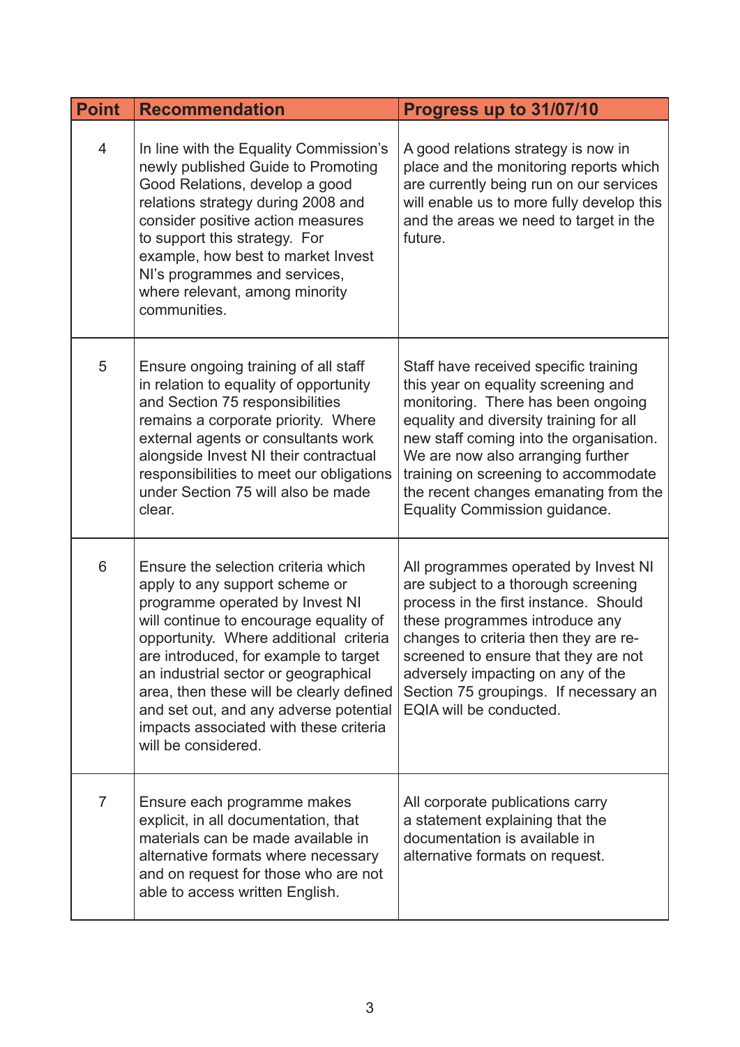| Point | Recommendation | Progress up to 31/07/10 |
|---|---|---|
| 4 | In line with the Equality Commission's newly published Guide to Promoting Good Relations, develop a good relations strategy during 2008 and consider positive action measures to support this strategy. For example, how best to market Invest NI's programmes and services, where relevant, among minority communities. | A good relations strategy is now in place and the monitoring reports which are currently being run on our services will enable us to more fully develop this and the areas we need to target in the future. |
| 5 | Ensure ongoing training of all staff in relation to equality of opportunity and Section 75 responsibilities remains a corporate priority. Where external agents or consultants work alongside Invest NI their contractual responsibilities to meet our obligations under Section 75 will also be made clear. | Staff have received specific training this year on equality screening and monitoring. There has been ongoing equality and diversity training for all new staff coming into the organisation. We are now also arranging further training on screening to accommodate the recent changes emanating from the Equality Commission guidance. |
| 6 | Ensure the selection criteria which apply to any support scheme or programme operated by Invest NI will continue to encourage equality of opportunity. Where additional criteria are introduced, for example to target an industrial sector or geographical area, then these will be clearly defined and set out, and any adverse potential impacts associated with these criteria will be considered. | All programmes operated by Invest NI are subject to a thorough screening process in the first instance. Should these programmes introduce any changes to criteria then they are re-screened to ensure that they are not adversely impacting on any of the Section 75 groupings. If necessary an EQIA will be conducted. |
| 7 | Ensure each programme makes explicit, in all documentation, that materials can be made available in alternative formats where necessary and on request for those who are not able to access written English. | All corporate publications carry a statement explaining that the documentation is available in alternative formats on request. |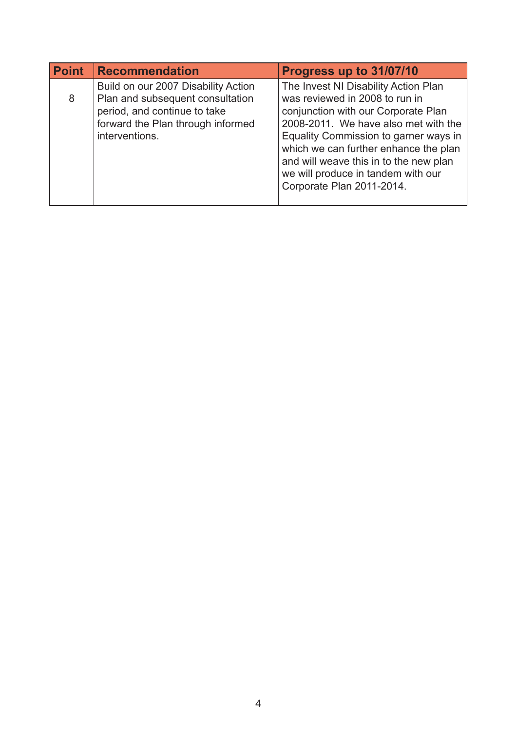| Point | Recommendation | Progress up to 31/07/10 |
| --- | --- | --- |
| 8 | Build on our 2007 Disability Action Plan and subsequent consultation period, and continue to take forward the Plan through informed interventions. | The Invest NI Disability Action Plan was reviewed in 2008 to run in conjunction with our Corporate Plan 2008-2011. We have also met with the Equality Commission to garner ways in which we can further enhance the plan and will weave this in to the new plan we will produce in tandem with our Corporate Plan 2011-2014. |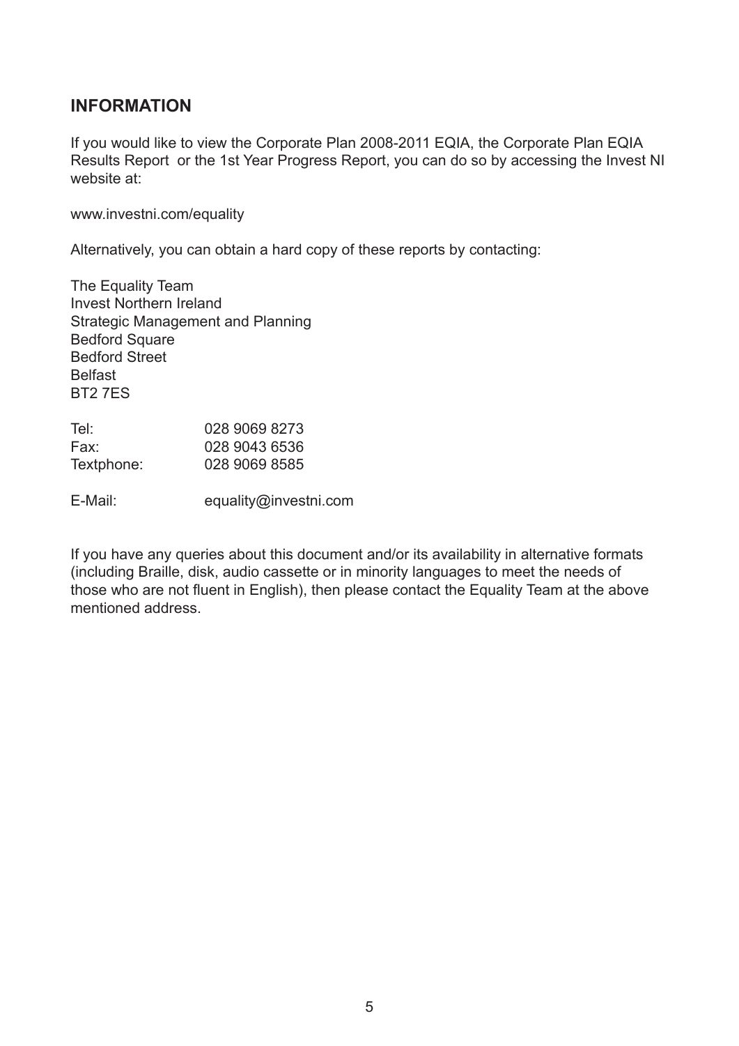## INFORMATION

If you would like to view the Corporate Plan 2008-2011 EQIA, the Corporate Plan EQIA Results Report or the 1st Year Progress Report, you can do so by accessing the Invest NI website at:

www.investni.com/equality

Alternatively, you can obtain a hard copy of these reports by contacting:

The Equality Team  
Invest Northern Ireland  
Strategic Management and Planning  
Bedford Square  
Bedford Street  
Belfast  
BT2 7ES

Tel: 028 9069 8273  
Fax: 028 9043 6536  
Textphone: 028 9069 8585

E-Mail: equality@investni.com

If you have any queries about this document and/or its availability in alternative formats (including Braille, disk, audio cassette or in minority languages to meet the needs of those who are not fluent in English), then please contact the Equality Team at the above mentioned address.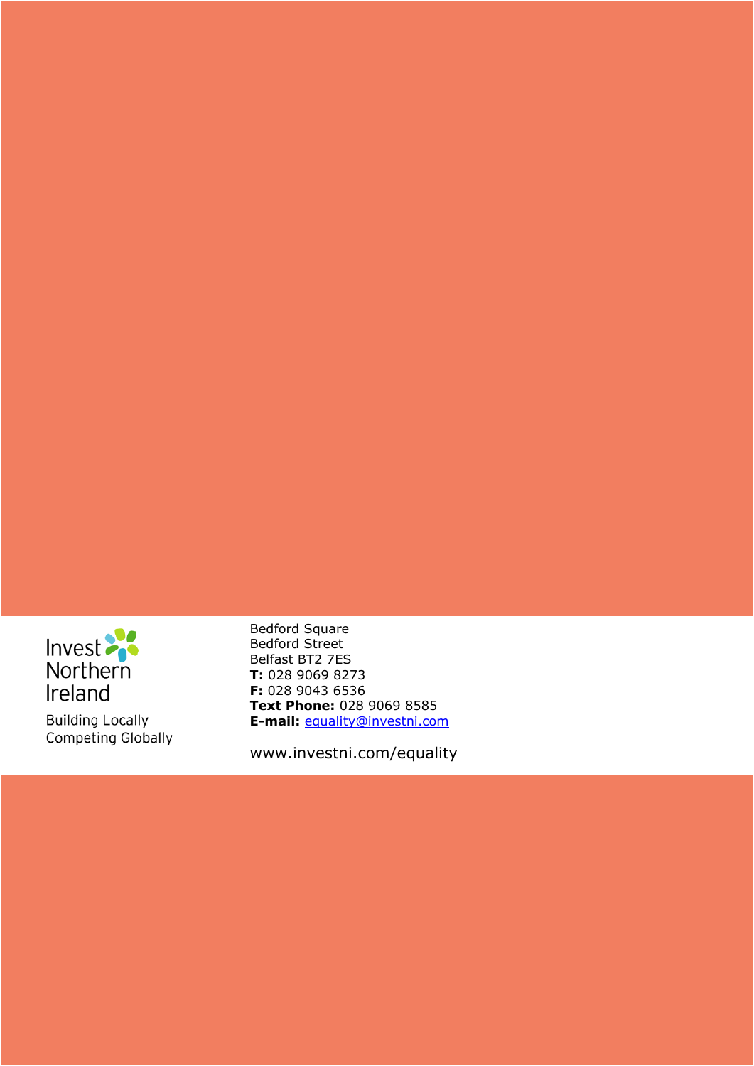Invest Northern Ireland

Building Locally
Competing Globally

Bedford Square
Bedford Street
Belfast BT2 7ES
**T:** 028 9069 8273
**F:** 028 9043 6536
**Text Phone:** 028 9069 8585
**E-mail:** equality@investni.com

www.investni.com/equality